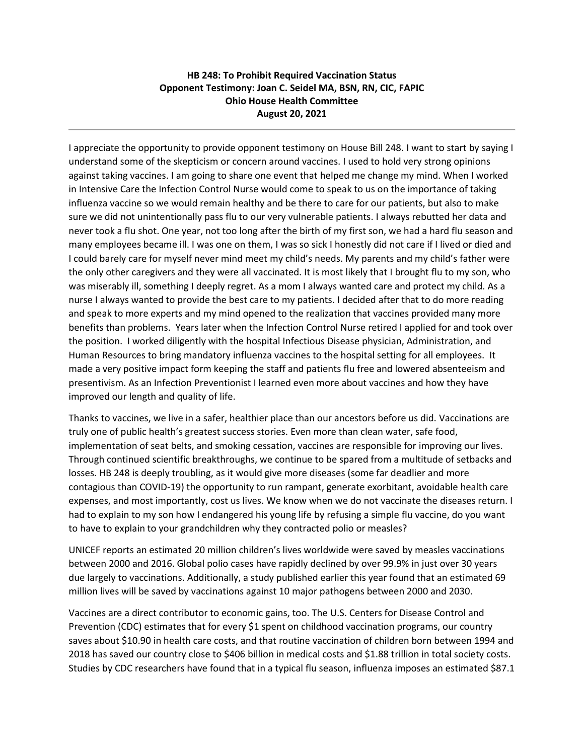**HB 248: To Prohibit Required Vaccination Status**
**Opponent Testimony: Joan C. Seidel MA, BSN, RN, CIC, FAPIC**
**Ohio House Health Committee**
**August 20, 2021**

---

I appreciate the opportunity to provide opponent testimony on House Bill 248. I want to start by saying I understand some of the skepticism or concern around vaccines. I used to hold very strong opinions against taking vaccines. I am going to share one event that helped me change my mind. When I worked in Intensive Care the Infection Control Nurse would come to speak to us on the importance of taking influenza vaccine so we would remain healthy and be there to care for our patients, but also to make sure we did not unintentionally pass flu to our very vulnerable patients. I always rebutted her data and never took a flu shot. One year, not too long after the birth of my first son, we had a hard flu season and many employees became ill. I was one on them, I was so sick I honestly did not care if I lived or died and I could barely care for myself never mind meet my child's needs. My parents and my child's father were the only other caregivers and they were all vaccinated. It is most likely that I brought flu to my son, who was miserably ill, something I deeply regret. As a mom I always wanted care and protect my child. As a nurse I always wanted to provide the best care to my patients. I decided after that to do more reading and speak to more experts and my mind opened to the realization that vaccines provided many more benefits than problems. Years later when the Infection Control Nurse retired I applied for and took over the position. I worked diligently with the hospital Infectious Disease physician, Administration, and Human Resources to bring mandatory influenza vaccines to the hospital setting for all employees. It made a very positive impact form keeping the staff and patients flu free and lowered absenteeism and presentivism. As an Infection Preventionist I learned even more about vaccines and how they have improved our length and quality of life.

Thanks to vaccines, we live in a safer, healthier place than our ancestors before us did. Vaccinations are truly one of public health's greatest success stories. Even more than clean water, safe food, implementation of seat belts, and smoking cessation, vaccines are responsible for improving our lives. Through continued scientific breakthroughs, we continue to be spared from a multitude of setbacks and losses. HB 248 is deeply troubling, as it would give more diseases (some far deadlier and more contagious than COVID-19) the opportunity to run rampant, generate exorbitant, avoidable health care expenses, and most importantly, cost us lives. We know when we do not vaccinate the diseases return. I had to explain to my son how I endangered his young life by refusing a simple flu vaccine, do you want to have to explain to your grandchildren why they contracted polio or measles?

UNICEF reports an estimated 20 million children's lives worldwide were saved by measles vaccinations between 2000 and 2016. Global polio cases have rapidly declined by over 99.9% in just over 30 years due largely to vaccinations. Additionally, a study published earlier this year found that an estimated 69 million lives will be saved by vaccinations against 10 major pathogens between 2000 and 2030.

Vaccines are a direct contributor to economic gains, too. The U.S. Centers for Disease Control and Prevention (CDC) estimates that for every $1 spent on childhood vaccination programs, our country saves about $10.90 in health care costs, and that routine vaccination of children born between 1994 and 2018 has saved our country close to $406 billion in medical costs and $1.88 trillion in total society costs. Studies by CDC researchers have found that in a typical flu season, influenza imposes an estimated $87.1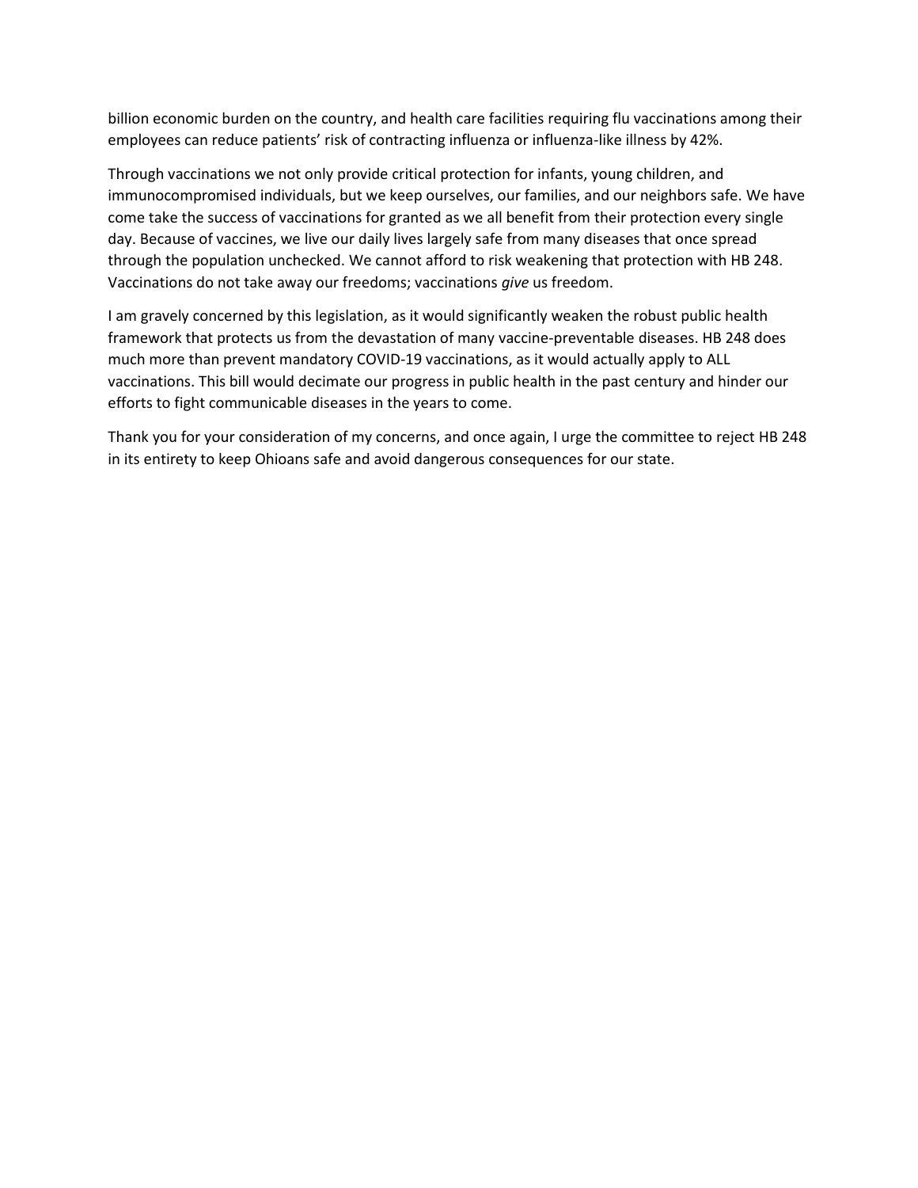billion economic burden on the country, and health care facilities requiring flu vaccinations among their employees can reduce patients' risk of contracting influenza or influenza-like illness by 42%.

Through vaccinations we not only provide critical protection for infants, young children, and immunocompromised individuals, but we keep ourselves, our families, and our neighbors safe. We have come take the success of vaccinations for granted as we all benefit from their protection every single day. Because of vaccines, we live our daily lives largely safe from many diseases that once spread through the population unchecked. We cannot afford to risk weakening that protection with HB 248. Vaccinations do not take away our freedoms; vaccinations *give* us freedom.

I am gravely concerned by this legislation, as it would significantly weaken the robust public health framework that protects us from the devastation of many vaccine-preventable diseases. HB 248 does much more than prevent mandatory COVID-19 vaccinations, as it would actually apply to ALL vaccinations. This bill would decimate our progress in public health in the past century and hinder our efforts to fight communicable diseases in the years to come.

Thank you for your consideration of my concerns, and once again, I urge the committee to reject HB 248 in its entirety to keep Ohioans safe and avoid dangerous consequences for our state.